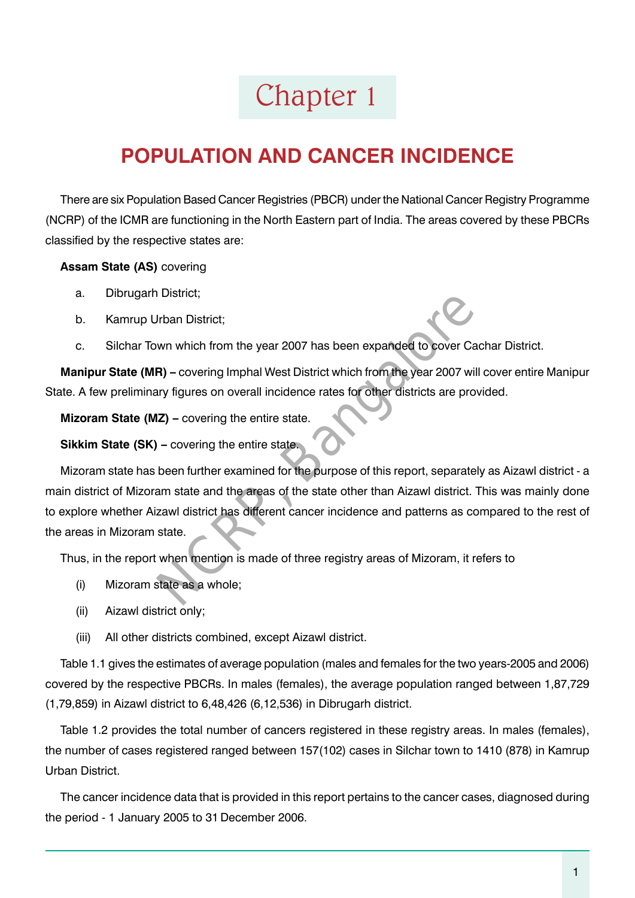# Chapter 1

## POPULATION AND CANCER INCIDENCE

There are six Population Based Cancer Registries (PBCR) under the National Cancer Registry Programme (NCRP) of the ICMR are functioning in the North Eastern part of India. The areas covered by these PBCRs classified by the respective states are:

**Assam State (AS)** covering

a. Dibrugarh District;

b. Kamrup Urban District;

c. Silchar Town which from the year 2007 has been expanded to cover Cachar District.

**Manipur State (MR) –** covering Imphal West District which from the year 2007 will cover entire Manipur State. A few preliminary figures on overall incidence rates for other districts are provided.

**Mizoram State (MZ) –** covering the entire state.

**Sikkim State (SK) –** covering the entire state.

Mizoram state has been further examined for the purpose of this report, separately as Aizawl district - a main district of Mizoram state and the areas of the state other than Aizawl district. This was mainly done to explore whether Aizawl district has different cancer incidence and patterns as compared to the rest of the areas in Mizoram state.

Thus, in the report when mention is made of three registry areas of Mizoram, it refers to

(i) Mizoram state as a whole;

(ii) Aizawl district only;

(iii) All other districts combined, except Aizawl district.

Table 1.1 gives the estimates of average population (males and females for the two years-2005 and 2006) covered by the respective PBCRs. In males (females), the average population ranged between 1,87,729 (1,79,859) in Aizawl district to 6,48,426 (6,12,536) in Dibrugarh district.

Table 1.2 provides the total number of cancers registered in these registry areas. In males (females), the number of cases registered ranged between 157(102) cases in Silchar town to 1410 (878) in Kamrup Urban District.

The cancer incidence data that is provided in this report pertains to the cancer cases, diagnosed during the period - 1 January 2005 to 31 December 2006.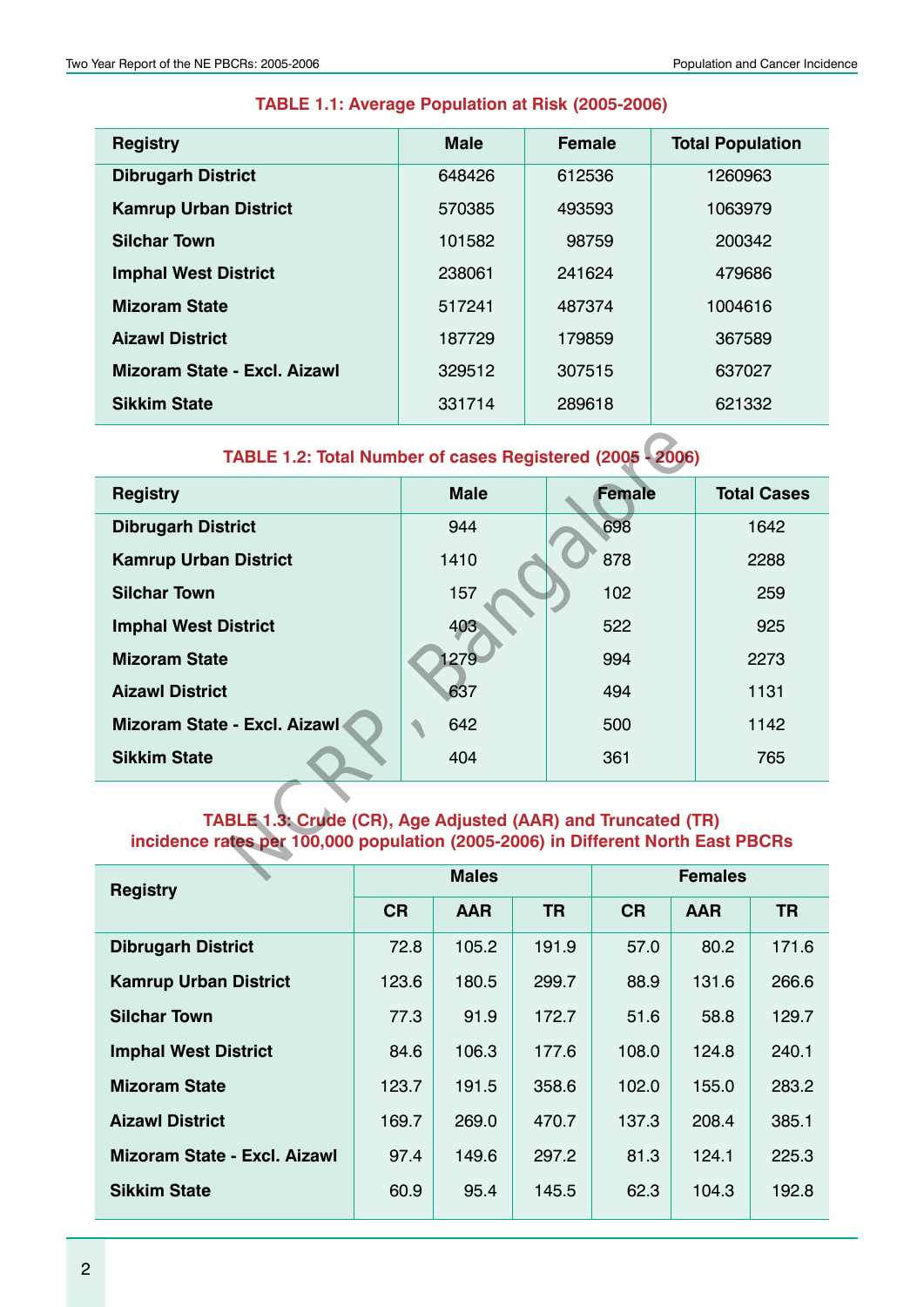### TABLE 1.1: Average Population at Risk (2005-2006)

| Registry | Male | Female | Total Population |
|---|---|---|---|
| Dibrugarh District | 648426 | 612536 | 1260963 |
| Kamrup Urban District | 570385 | 493593 | 1063979 |
| Silchar Town | 101582 | 98759 | 200342 |
| Imphal West District | 238061 | 241624 | 479686 |
| Mizoram State | 517241 | 487374 | 1004616 |
| Aizawl District | 187729 | 179859 | 367589 |
| Mizoram State - Excl. Aizawl | 329512 | 307515 | 637027 |
| Sikkim State | 331714 | 289618 | 621332 |

### TABLE 1.2: Total Number of cases Registered (2005 - 2006)

| Registry | Male | Female | Total Cases |
|---|---|---|---|
| Dibrugarh District | 944 | 698 | 1642 |
| Kamrup Urban District | 1410 | 878 | 2288 |
| Silchar Town | 157 | 102 | 259 |
| Imphal West District | 403 | 522 | 925 |
| Mizoram State | 1279 | 994 | 2273 |
| Aizawl District | 637 | 494 | 1131 |
| Mizoram State - Excl. Aizawl | 642 | 500 | 1142 |
| Sikkim State | 404 | 361 | 765 |

### TABLE 1.3: Crude (CR), Age Adjusted (AAR) and Truncated (TR) incidence rates per 100,000 population (2005-2006) in Different North East PBCRs

| Registry | Males | | | Females | | |
|---|---|---|---|---|---|---|
| | CR | AAR | TR | CR | AAR | TR |
| Dibrugarh District | 72.8 | 105.2 | 191.9 | 57.0 | 80.2 | 171.6 |
| Kamrup Urban District | 123.6 | 180.5 | 299.7 | 88.9 | 131.6 | 266.6 |
| Silchar Town | 77.3 | 91.9 | 172.7 | 51.6 | 58.8 | 129.7 |
| Imphal West District | 84.6 | 106.3 | 177.6 | 108.0 | 124.8 | 240.1 |
| Mizoram State | 123.7 | 191.5 | 358.6 | 102.0 | 155.0 | 283.2 |
| Aizawl District | 169.7 | 269.0 | 470.7 | 137.3 | 208.4 | 385.1 |
| Mizoram State - Excl. Aizawl | 97.4 | 149.6 | 297.2 | 81.3 | 124.1 | 225.3 |
| Sikkim State | 60.9 | 95.4 | 145.5 | 62.3 | 104.3 | 192.8 |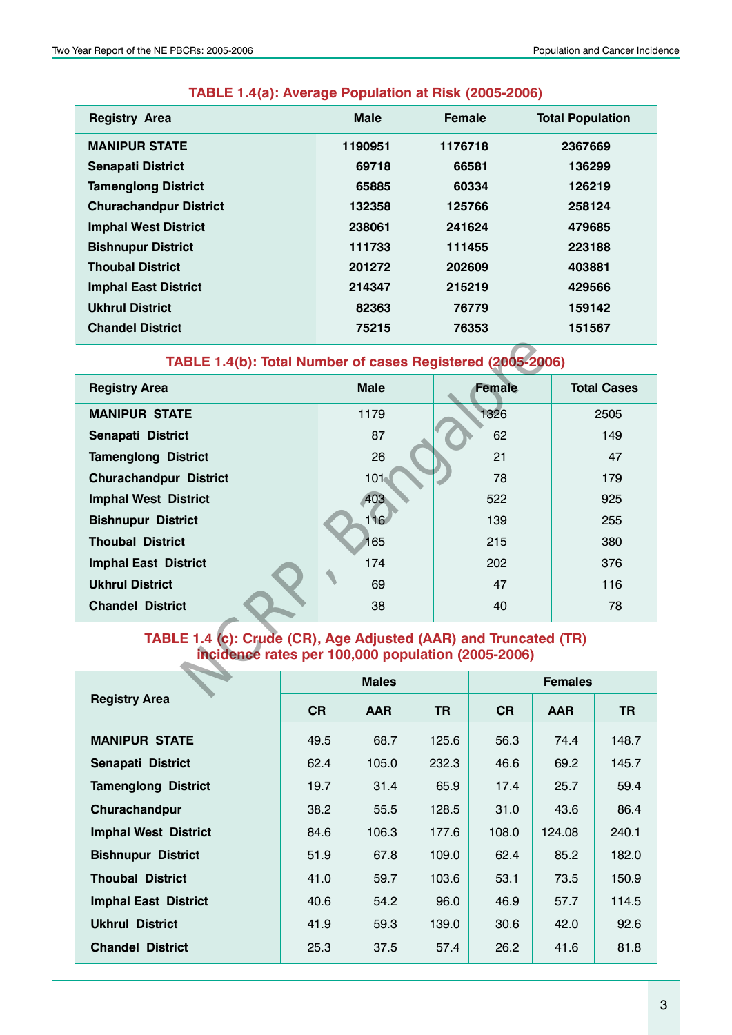### TABLE 1.4(a): Average Population at Risk (2005-2006)

| Registry Area | Male | Female | Total Population |
|---|---|---|---|
| **MANIPUR STATE** | 1190951 | 1176718 | 2367669 |
| **Senapati District** | 69718 | 66581 | 136299 |
| **Tamenglong District** | 65885 | 60334 | 126219 |
| **Churachandpur District** | 132358 | 125766 | 258124 |
| **Imphal West District** | 238061 | 241624 | 479685 |
| **Bishnupur District** | 111733 | 111455 | 223188 |
| **Thoubal District** | 201272 | 202609 | 403881 |
| **Imphal East District** | 214347 | 215219 | 429566 |
| **Ukhrul District** | 82363 | 76779 | 159142 |
| **Chandel District** | 75215 | 76353 | 151567 |

### TABLE 1.4(b): Total Number of cases Registered (2005-2006)

| Registry Area | Male | Female | Total Cases |
|---|---|---|---|
| **MANIPUR STATE** | 1179 | 1326 | 2505 |
| **Senapati District** | 87 | 62 | 149 |
| **Tamenglong District** | 26 | 21 | 47 |
| **Churachandpur District** | 101 | 78 | 179 |
| **Imphal West District** | 403 | 522 | 925 |
| **Bishnupur District** | 116 | 139 | 255 |
| **Thoubal District** | 165 | 215 | 380 |
| **Imphal East District** | 174 | 202 | 376 |
| **Ukhrul District** | 69 | 47 | 116 |
| **Chandel District** | 38 | 40 | 78 |

### TABLE 1.4 (c): Crude (CR), Age Adjusted (AAR) and Truncated (TR) incidence rates per 100,000 population (2005-2006)

| Registry Area | Males | | | Females | | |
|---|---|---|---|---|---|---|
| | CR | AAR | TR | CR | AAR | TR |
| **MANIPUR STATE** | 49.5 | 68.7 | 125.6 | 56.3 | 74.4 | 148.7 |
| **Senapati District** | 62.4 | 105.0 | 232.3 | 46.6 | 69.2 | 145.7 |
| **Tamenglong District** | 19.7 | 31.4 | 65.9 | 17.4 | 25.7 | 59.4 |
| **Churachandpur** | 38.2 | 55.5 | 128.5 | 31.0 | 43.6 | 86.4 |
| **Imphal West District** | 84.6 | 106.3 | 177.6 | 108.0 | 124.08 | 240.1 |
| **Bishnupur District** | 51.9 | 67.8 | 109.0 | 62.4 | 85.2 | 182.0 |
| **Thoubal District** | 41.0 | 59.7 | 103.6 | 53.1 | 73.5 | 150.9 |
| **Imphal East District** | 40.6 | 54.2 | 96.0 | 46.9 | 57.7 | 114.5 |
| **Ukhrul District** | 41.9 | 59.3 | 139.0 | 30.6 | 42.0 | 92.6 |
| **Chandel District** | 25.3 | 37.5 | 57.4 | 26.2 | 41.6 | 81.8 |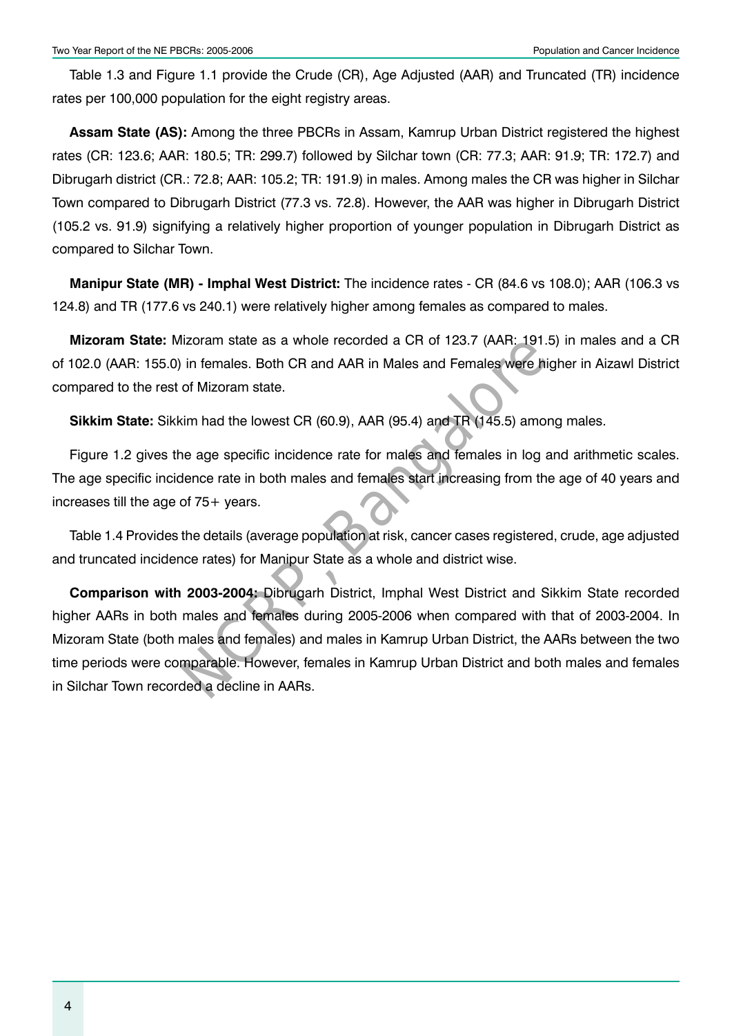Table 1.3 and Figure 1.1 provide the Crude (CR), Age Adjusted (AAR) and Truncated (TR) incidence rates per 100,000 population for the eight registry areas.

**Assam State (AS):** Among the three PBCRs in Assam, Kamrup Urban District registered the highest rates (CR: 123.6; AAR: 180.5; TR: 299.7) followed by Silchar town (CR: 77.3; AAR: 91.9; TR: 172.7) and Dibrugarh district (CR.: 72.8; AAR: 105.2; TR: 191.9) in males. Among males the CR was higher in Silchar Town compared to Dibrugarh District (77.3 vs. 72.8). However, the AAR was higher in Dibrugarh District (105.2 vs. 91.9) signifying a relatively higher proportion of younger population in Dibrugarh District as compared to Silchar Town.

**Manipur State (MR) - Imphal West District:** The incidence rates - CR (84.6 vs 108.0); AAR (106.3 vs 124.8) and TR (177.6 vs 240.1) were relatively higher among females as compared to males.

**Mizoram State:** Mizoram state as a whole recorded a CR of 123.7 (AAR: 191.5) in males and a CR of 102.0 (AAR: 155.0) in females. Both CR and AAR in Males and Females were higher in Aizawl District compared to the rest of Mizoram state.

**Sikkim State:** Sikkim had the lowest CR (60.9), AAR (95.4) and TR (145.5) among males.

Figure 1.2 gives the age specific incidence rate for males and females in log and arithmetic scales. The age specific incidence rate in both males and females start increasing from the age of 40 years and increases till the age of 75+ years.

Table 1.4 Provides the details (average population at risk, cancer cases registered, crude, age adjusted and truncated incidence rates) for Manipur State as a whole and district wise.

**Comparison with 2003-2004:** Dibrugarh District, Imphal West District and Sikkim State recorded higher AARs in both males and females during 2005-2006 when compared with that of 2003-2004. In Mizoram State (both males and females) and males in Kamrup Urban District, the AARs between the two time periods were comparable. However, females in Kamrup Urban District and both males and females in Silchar Town recorded a decline in AARs.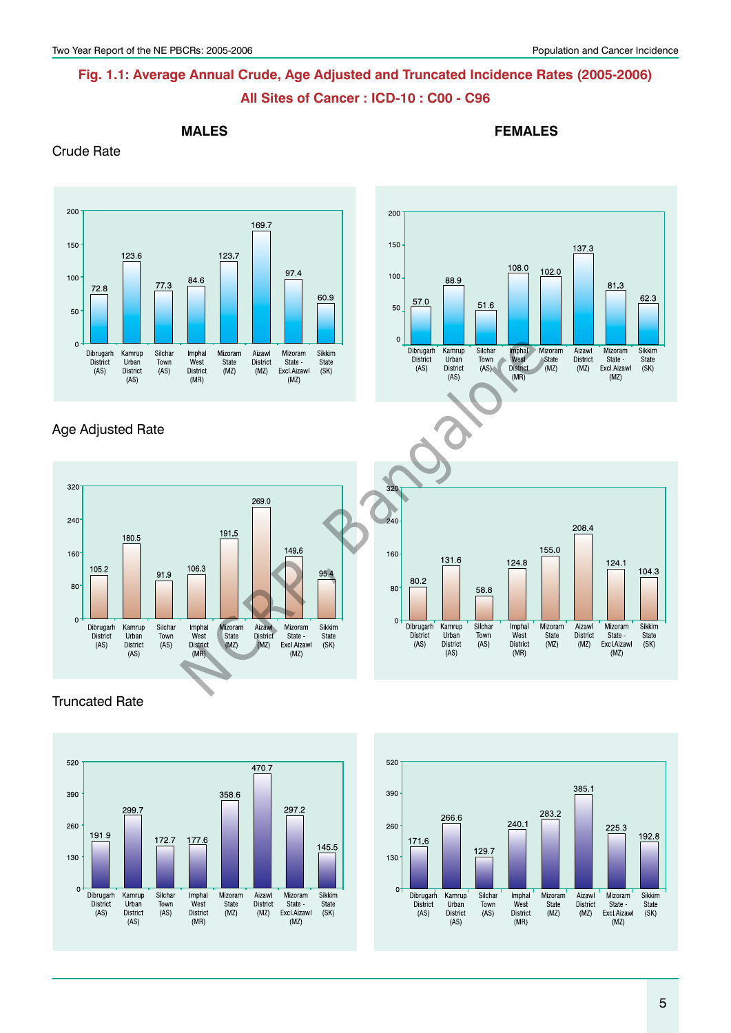# Fig. 1.1: Average Annual Crude, Age Adjusted and Truncated Incidence Rates (2005-2006)

## All Sites of Cancer : ICD-10 : C00 - C96

MALES

FEMALES

### Crude Rate

Males:

200
150
100
50
0

72.8
123.6
77.3
84.6
123.7
169.7
97.4
60.9

Dibrugarh District (AS)
Kamrup Urban District (AS)
Silchar Town (AS)
Imphal West District (MR)
Mizoram State (MZ)
Aizawl District (MZ)
Mizoram State - Excl.Aizawl (MZ)
Sikkim State (SK)

Females:

200
150
100
50
0

57.0
88.9
51.6
108.0
102.0
137.3
81.3
62.3

Dibrugarh District (AS)
Kamrup Urban District (AS)
Silchar Town (AS)
Imphal West District (MR)
Mizoram State (MZ)
Aizawl District (MZ)
Mizoram State - Excl.Aizawl (MZ)
Sikkim State (SK)

### Age Adjusted Rate

Males:

320
240
160
80
0

105.2
180.5
91.9
106.3
191.5
269.0
149.6
95.4

Dibrugarh District (AS)
Kamrup Urban District (AS)
Silchar Town (AS)
Imphal West District (MR)
Mizoram State (MZ)
Aizawl District (MZ)
Mizoram State - Excl.Aizawl (MZ)
Sikkim State (SK)

Females:

320
240
160
80
0

80.2
131.6
58.8
124.8
155.0
208.4
124.1
104.3

Dibrugarh District (AS)
Kamrup Urban District (AS)
Silchar Town (AS)
Imphal West District (MR)
Mizoram State (MZ)
Aizawl District (MZ)
Mizoram State - Excl.Aizawl (MZ)
Sikkim State (SK)

### Truncated Rate

Males:

520
390
260
130
0

191.9
299.7
172.7
177.6
358.6
470.7
297.2
145.5

Dibrugarh District (AS)
Kamrup Urban District (AS)
Silchar Town (AS)
Imphal West District (MR)
Mizoram State (MZ)
Aizawl District (MZ)
Mizoram State - Excl.Aizawl (MZ)
Sikkim State (SK)

Females:

520
390
260
130
0

171.6
266.6
129.7
240.1
283.2
385.1
225.3
192.8

Dibrugarh District (AS)
Kamrup Urban District (AS)
Silchar Town (AS)
Imphal West District (MR)
Mizoram State (MZ)
Aizawl District (MZ)
Mizoram State - Excl.Aizawl (MZ)
Sikkim State (SK)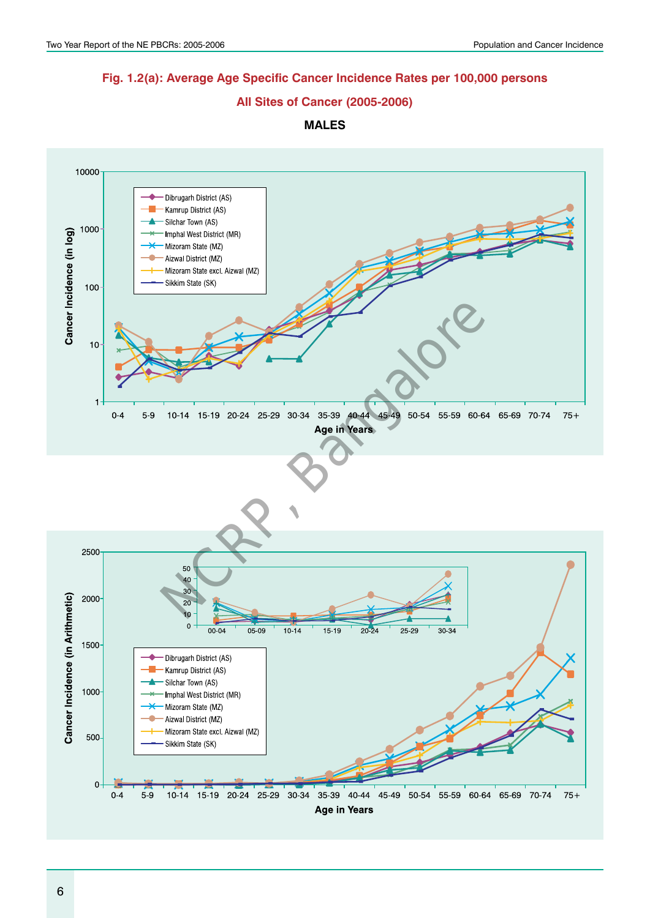# Fig. 1.2(a): Average Age Specific Cancer Incidence Rates per 100,000 persons

## All Sites of Cancer (2005-2006)

### MALES

Cancer Incidence (in log)

10000
1000
100
10
1

Dibrugarh District (AS)
Kamrup District (AS)
Silchar Town (AS)
Imphal West District (MR)
Mizoram State (MZ)
Aizwal District (MZ)
Mizoram State excl. Aizwal (MZ)
Sikkim State (SK)

0-4 5-9 10-14 15-19 20-24 25-29 30-34 35-39 40-44 45-49 50-54 55-59 60-64 65-69 70-74 75+

Age in Years

Cancer Incidence (in Arithmetic)

2500
2000
1500
1000
500
0

50
40
30
20
10
0

00-04 05-09 10-14 15-19 20-24 25-29 30-34

Dibrugarh District (AS)
Kamrup District (AS)
Silchar Town (AS)
Imphal West District (MR)
Mizoram State (MZ)
Aizwal District (MZ)
Mizoram State excl. Aizwal (MZ)
Sikkim State (SK)

0-4 5-9 10-14 15-19 20-24 25-29 30-34 35-39 40-44 45-49 50-54 55-59 60-64 65-69 70-74 75+

Age in Years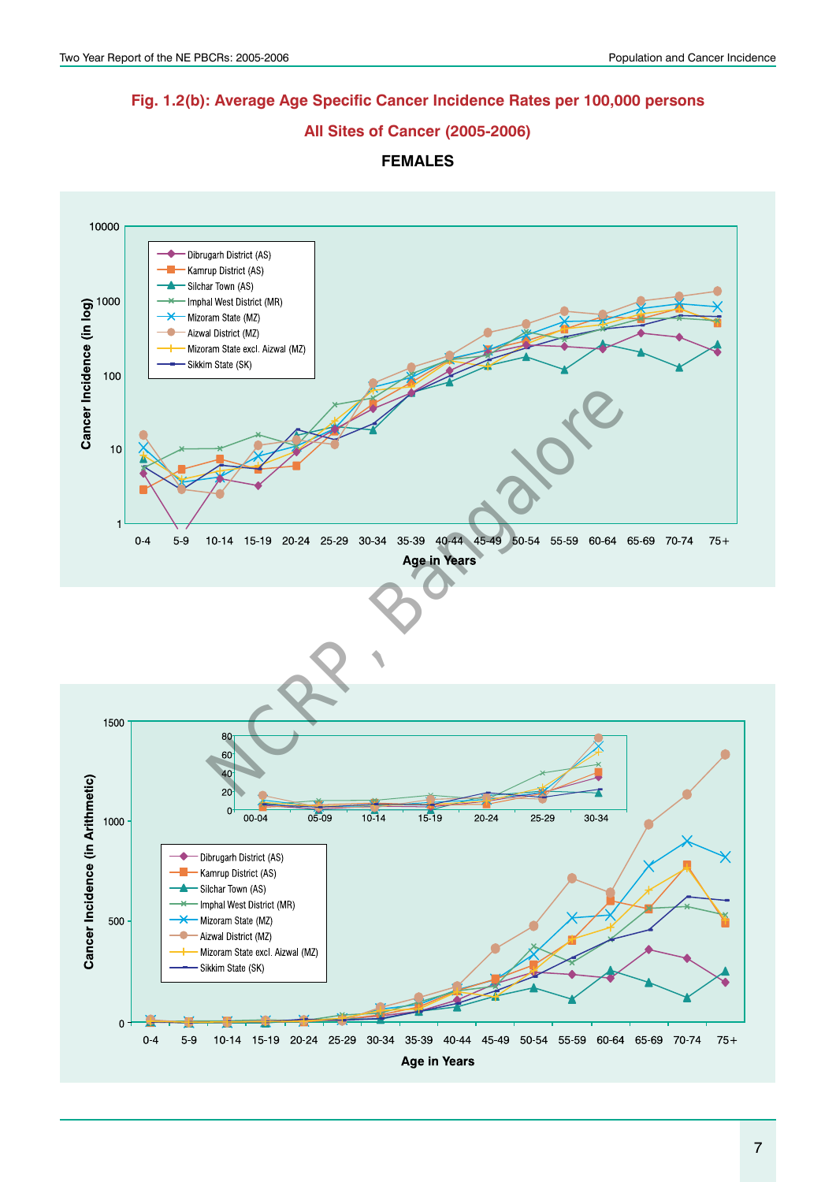# Fig. 1.2(b): Average Age Specific Cancer Incidence Rates per 100,000 persons

## All Sites of Cancer (2005-2006)

### FEMALES

Cancer Incidence (in log)

10000
1000
100
10
1

Dibrugarh District (AS)
Kamrup District (AS)
Silchar Town (AS)
Imphal West District (MR)
Mizoram State (MZ)
Aizwal District (MZ)
Mizoram State excl. Aizwal (MZ)
Sikkim State (SK)

0-4 5-9 10-14 15-19 20-24 25-29 30-34 35-39 40-44 45-49 50-54 55-59 60-64 65-69 70-74 75+

Age in Years

NCRP , Bangalore

Cancer Incidence (in Arithmetic)

1500
1000
500
0

80
60
40
20
0

00-04 05-09 10-14 15-19 20-24 25-29 30-34

Dibrugarh District (AS)
Kamrup District (AS)
Silchar Town (AS)
Imphal West District (MR)
Mizoram State (MZ)
Aizwal District (MZ)
Mizoram State excl. Aizwal (MZ)
Sikkim State (SK)

0-4 5-9 10-14 15-19 20-24 25-29 30-34 35-39 40-44 45-49 50-54 55-59 60-64 65-69 70-74 75+

Age in Years